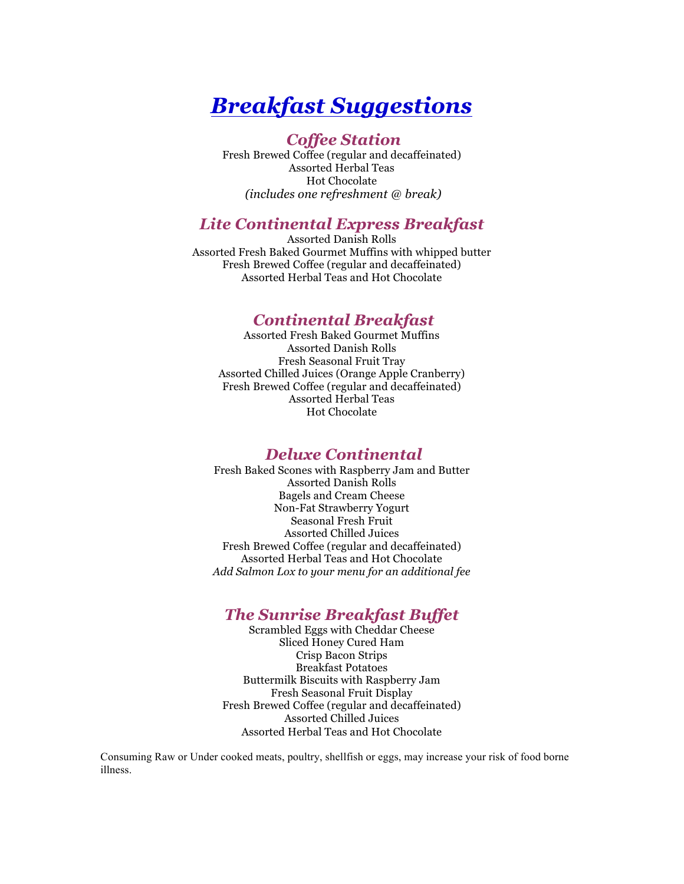# *Breakfast Suggestions*

## *Coffee Station*

Fresh Brewed Coffee (regular and decaffeinated)
Assorted Herbal Teas
Hot Chocolate
*(includes one refreshment @ break)*

## *Lite Continental Express Breakfast*

Assorted Danish Rolls
Assorted Fresh Baked Gourmet Muffins with whipped butter
Fresh Brewed Coffee (regular and decaffeinated)
Assorted Herbal Teas and Hot Chocolate

## *Continental Breakfast*

Assorted Fresh Baked Gourmet Muffins
Assorted Danish Rolls
Fresh Seasonal Fruit Tray
Assorted Chilled Juices (Orange Apple Cranberry)
Fresh Brewed Coffee (regular and decaffeinated)
Assorted Herbal Teas
Hot Chocolate

## *Deluxe Continental*

Fresh Baked Scones with Raspberry Jam and Butter
Assorted Danish Rolls
Bagels and Cream Cheese
Non-Fat Strawberry Yogurt
Seasonal Fresh Fruit
Assorted Chilled Juices
Fresh Brewed Coffee (regular and decaffeinated)
Assorted Herbal Teas and Hot Chocolate
*Add Salmon Lox to your menu for an additional fee*

## *The Sunrise Breakfast Buffet*

Scrambled Eggs with Cheddar Cheese
Sliced Honey Cured Ham
Crisp Bacon Strips
Breakfast Potatoes
Buttermilk Biscuits with Raspberry Jam
Fresh Seasonal Fruit Display
Fresh Brewed Coffee (regular and decaffeinated)
Assorted Chilled Juices
Assorted Herbal Teas and Hot Chocolate

Consuming Raw or Under cooked meats, poultry, shellfish or eggs, may increase your risk of food borne illness.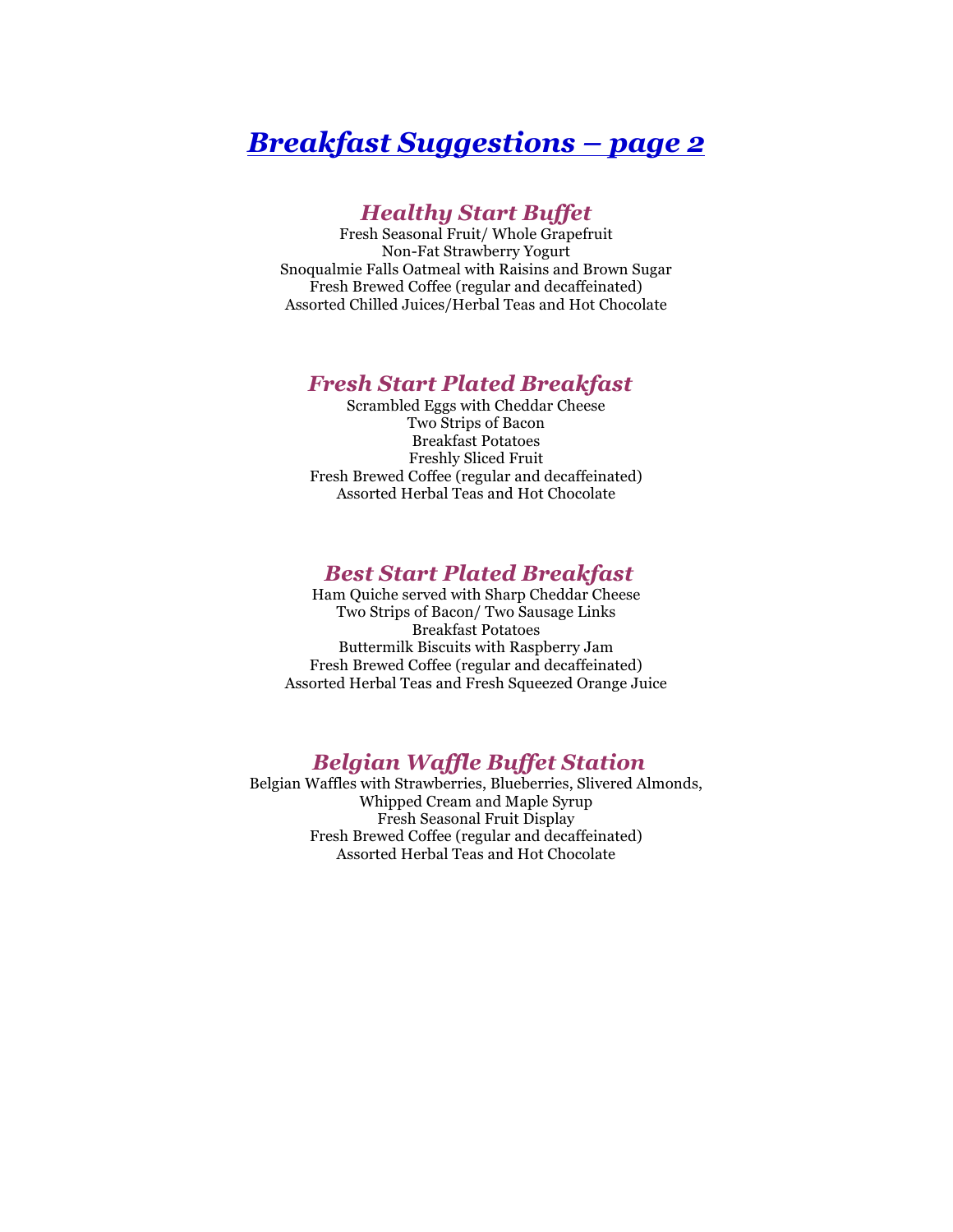# ***Breakfast Suggestions – page 2***

## *Healthy Start Buffet*

Fresh Seasonal Fruit/ Whole Grapefruit
Non-Fat Strawberry Yogurt
Snoqualmie Falls Oatmeal with Raisins and Brown Sugar
Fresh Brewed Coffee (regular and decaffeinated)
Assorted Chilled Juices/Herbal Teas and Hot Chocolate

## *Fresh Start Plated Breakfast*

Scrambled Eggs with Cheddar Cheese
Two Strips of Bacon
Breakfast Potatoes
Freshly Sliced Fruit
Fresh Brewed Coffee (regular and decaffeinated)
Assorted Herbal Teas and Hot Chocolate

## *Best Start Plated Breakfast*

Ham Quiche served with Sharp Cheddar Cheese
Two Strips of Bacon/ Two Sausage Links
Breakfast Potatoes
Buttermilk Biscuits with Raspberry Jam
Fresh Brewed Coffee (regular and decaffeinated)
Assorted Herbal Teas and Fresh Squeezed Orange Juice

## *Belgian Waffle Buffet Station*

Belgian Waffles with Strawberries, Blueberries, Slivered Almonds,
Whipped Cream and Maple Syrup
Fresh Seasonal Fruit Display
Fresh Brewed Coffee (regular and decaffeinated)
Assorted Herbal Teas and Hot Chocolate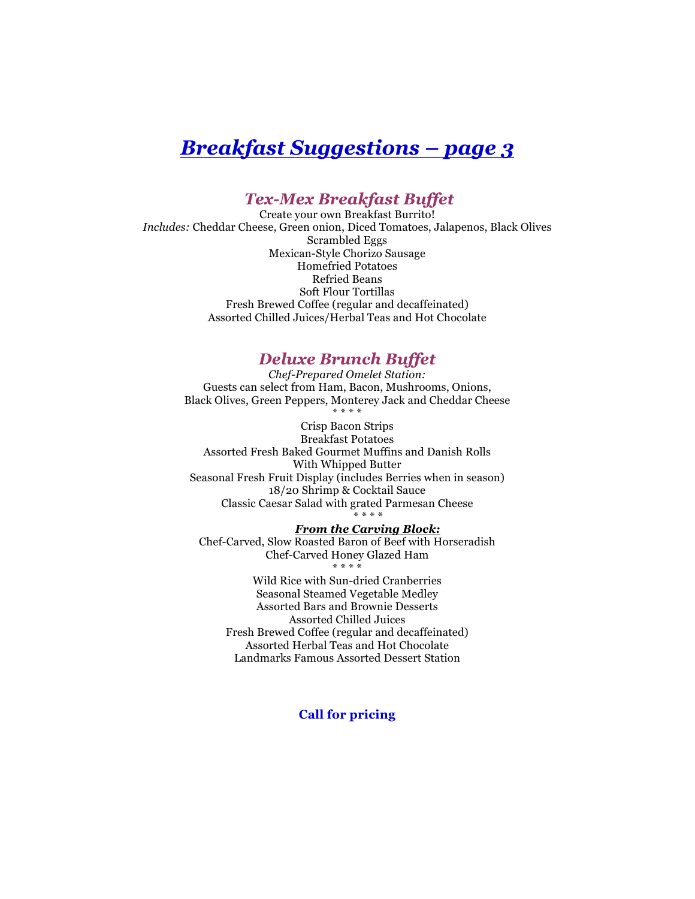# ***Breakfast Suggestions – page 3***

## *Tex-Mex Breakfast Buffet*

Create your own Breakfast Burrito!
*Includes:* Cheddar Cheese, Green onion, Diced Tomatoes, Jalapenos, Black Olives
Scrambled Eggs
Mexican-Style Chorizo Sausage
Homefried Potatoes
Refried Beans
Soft Flour Tortillas
Fresh Brewed Coffee (regular and decaffeinated)
Assorted Chilled Juices/Herbal Teas and Hot Chocolate

## *Deluxe Brunch Buffet*

*Chef-Prepared Omelet Station:*
Guests can select from Ham, Bacon, Mushrooms, Onions,
Black Olives, Green Peppers, Monterey Jack and Cheddar Cheese

* * * *

Crisp Bacon Strips
Breakfast Potatoes
Assorted Fresh Baked Gourmet Muffins and Danish Rolls
With Whipped Butter
Seasonal Fresh Fruit Display (includes Berries when in season)
18/20 Shrimp & Cocktail Sauce
Classic Caesar Salad with grated Parmesan Cheese

* * * *

***From the Carving Block:***
Chef-Carved, Slow Roasted Baron of Beef with Horseradish
Chef-Carved Honey Glazed Ham

* * * *

Wild Rice with Sun-dried Cranberries
Seasonal Steamed Vegetable Medley
Assorted Bars and Brownie Desserts
Assorted Chilled Juices
Fresh Brewed Coffee (regular and decaffeinated)
Assorted Herbal Teas and Hot Chocolate
Landmarks Famous Assorted Dessert Station

**Call for pricing**